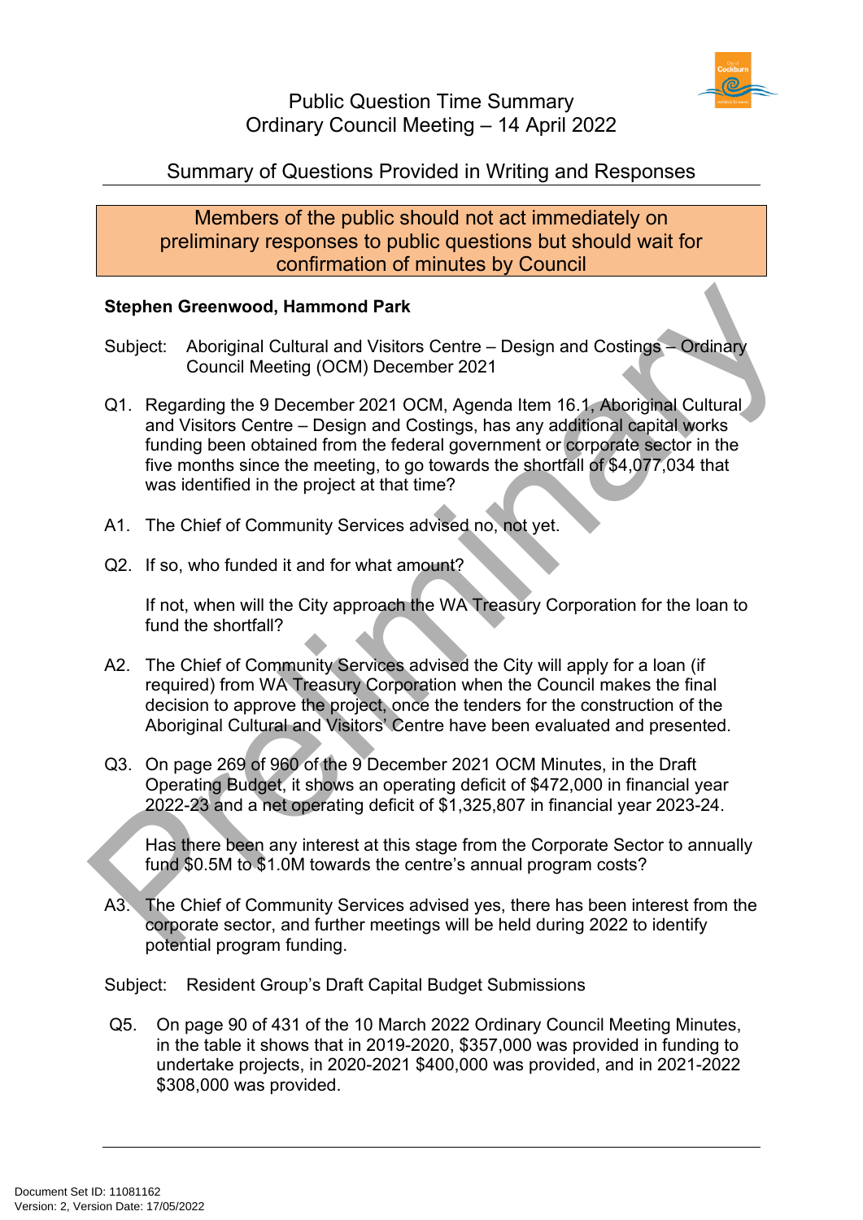# Public Question Time Summary
# Ordinary Council Meeting – 14 April 2022

## Summary of Questions Provided in Writing and Responses

Members of the public should not act immediately on preliminary responses to public questions but should wait for confirmation of minutes by Council

**Stephen Greenwood, Hammond Park**

Subject: Aboriginal Cultural and Visitors Centre – Design and Costings – Ordinary Council Meeting (OCM) December 2021

Q1. Regarding the 9 December 2021 OCM, Agenda Item 16.1, Aboriginal Cultural and Visitors Centre – Design and Costings, has any additional capital works funding been obtained from the federal government or corporate sector in the five months since the meeting, to go towards the shortfall of $4,077,034 that was identified in the project at that time?

A1. The Chief of Community Services advised no, not yet.

Q2. If so, who funded it and for what amount?

If not, when will the City approach the WA Treasury Corporation for the loan to fund the shortfall?

A2. The Chief of Community Services advised the City will apply for a loan (if required) from WA Treasury Corporation when the Council makes the final decision to approve the project, once the tenders for the construction of the Aboriginal Cultural and Visitors' Centre have been evaluated and presented.

Q3. On page 269 of 960 of the 9 December 2021 OCM Minutes, in the Draft Operating Budget, it shows an operating deficit of $472,000 in financial year 2022-23 and a net operating deficit of $1,325,807 in financial year 2023-24.

Has there been any interest at this stage from the Corporate Sector to annually fund $0.5M to $1.0M towards the centre's annual program costs?

A3. The Chief of Community Services advised yes, there has been interest from the corporate sector, and further meetings will be held during 2022 to identify potential program funding.

Subject: Resident Group's Draft Capital Budget Submissions

Q5. On page 90 of 431 of the 10 March 2022 Ordinary Council Meeting Minutes, in the table it shows that in 2019-2020, $357,000 was provided in funding to undertake projects, in 2020-2021 $400,000 was provided, and in 2021-2022 $308,000 was provided.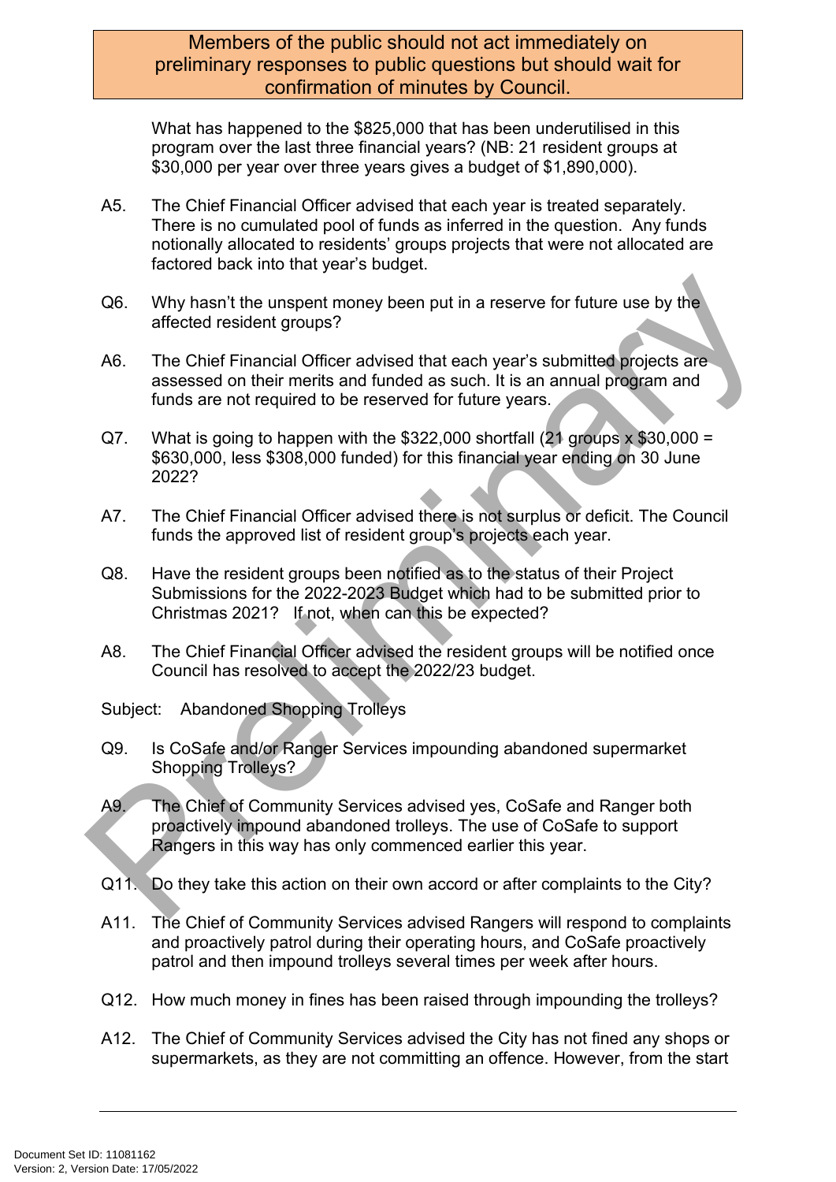Members of the public should not act immediately on preliminary responses to public questions but should wait for confirmation of minutes by Council.

What has happened to the $825,000 that has been underutilised in this program over the last three financial years? (NB: 21 resident groups at $30,000 per year over three years gives a budget of $1,890,000).

A5. The Chief Financial Officer advised that each year is treated separately. There is no cumulated pool of funds as inferred in the question. Any funds notionally allocated to residents' groups projects that were not allocated are factored back into that year's budget.

Q6. Why hasn't the unspent money been put in a reserve for future use by the affected resident groups?

A6. The Chief Financial Officer advised that each year's submitted projects are assessed on their merits and funded as such. It is an annual program and funds are not required to be reserved for future years.

Q7. What is going to happen with the $322,000 shortfall (21 groups x $30,000 = $630,000, less $308,000 funded) for this financial year ending on 30 June 2022?

A7. The Chief Financial Officer advised there is not surplus or deficit. The Council funds the approved list of resident group's projects each year.

Q8. Have the resident groups been notified as to the status of their Project Submissions for the 2022-2023 Budget which had to be submitted prior to Christmas 2021? If not, when can this be expected?

A8. The Chief Financial Officer advised the resident groups will be notified once Council has resolved to accept the 2022/23 budget.

Subject: Abandoned Shopping Trolleys

Q9. Is CoSafe and/or Ranger Services impounding abandoned supermarket Shopping Trolleys?

A9. The Chief of Community Services advised yes, CoSafe and Ranger both proactively impound abandoned trolleys. The use of CoSafe to support Rangers in this way has only commenced earlier this year.

Q11. Do they take this action on their own accord or after complaints to the City?

A11. The Chief of Community Services advised Rangers will respond to complaints and proactively patrol during their operating hours, and CoSafe proactively patrol and then impound trolleys several times per week after hours.

Q12. How much money in fines has been raised through impounding the trolleys?

A12. The Chief of Community Services advised the City has not fined any shops or supermarkets, as they are not committing an offence. However, from the start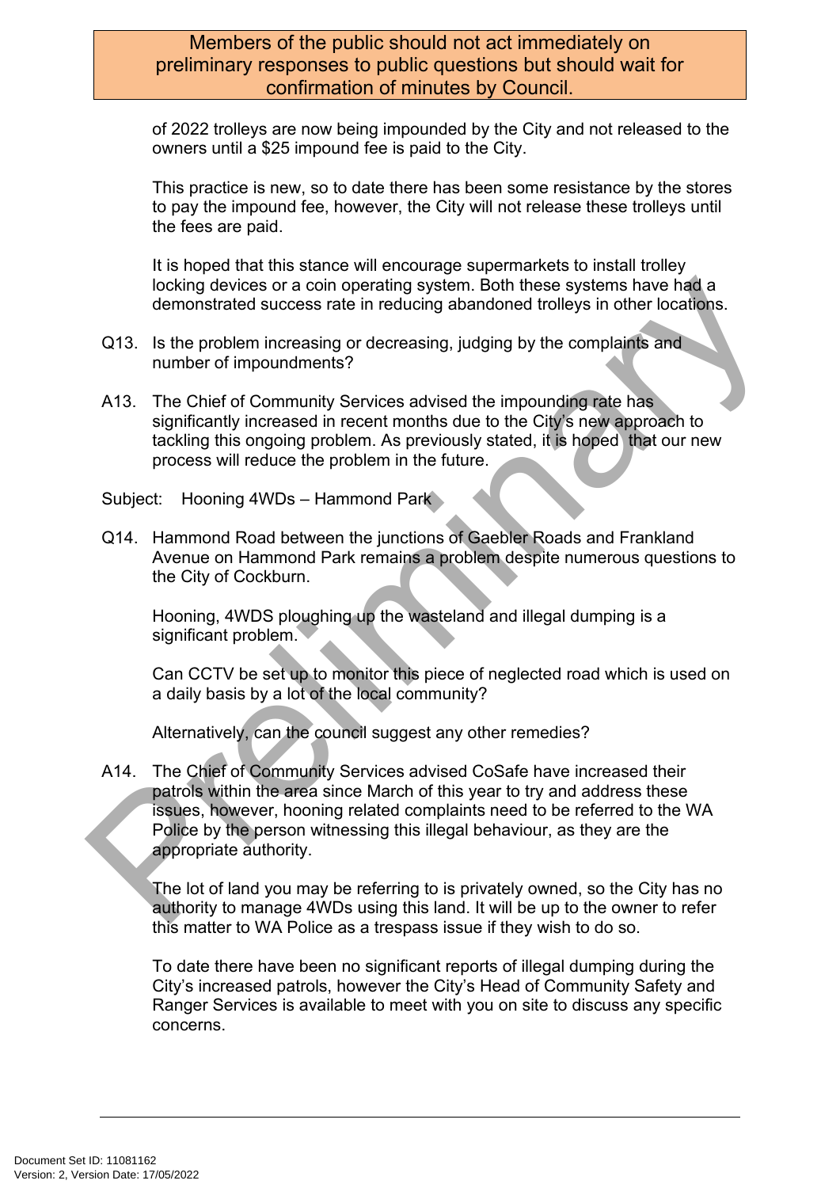Members of the public should not act immediately on preliminary responses to public questions but should wait for confirmation of minutes by Council.

of 2022 trolleys are now being impounded by the City and not released to the owners until a $25 impound fee is paid to the City.

This practice is new, so to date there has been some resistance by the stores to pay the impound fee, however, the City will not release these trolleys until the fees are paid.

It is hoped that this stance will encourage supermarkets to install trolley locking devices or a coin operating system. Both these systems have had a demonstrated success rate in reducing abandoned trolleys in other locations.

Q13. Is the problem increasing or decreasing, judging by the complaints and number of impoundments?

A13. The Chief of Community Services advised the impounding rate has significantly increased in recent months due to the City's new approach to tackling this ongoing problem. As previously stated, it is hoped that our new process will reduce the problem in the future.

Subject: Hooning 4WDs – Hammond Park

Q14. Hammond Road between the junctions of Gaebler Roads and Frankland Avenue on Hammond Park remains a problem despite numerous questions to the City of Cockburn.

Hooning, 4WDS ploughing up the wasteland and illegal dumping is a significant problem.

Can CCTV be set up to monitor this piece of neglected road which is used on a daily basis by a lot of the local community?

Alternatively, can the council suggest any other remedies?

A14. The Chief of Community Services advised CoSafe have increased their patrols within the area since March of this year to try and address these issues, however, hooning related complaints need to be referred to the WA Police by the person witnessing this illegal behaviour, as they are the appropriate authority.

The lot of land you may be referring to is privately owned, so the City has no authority to manage 4WDs using this land. It will be up to the owner to refer this matter to WA Police as a trespass issue if they wish to do so.

To date there have been no significant reports of illegal dumping during the City's increased patrols, however the City's Head of Community Safety and Ranger Services is available to meet with you on site to discuss any specific concerns.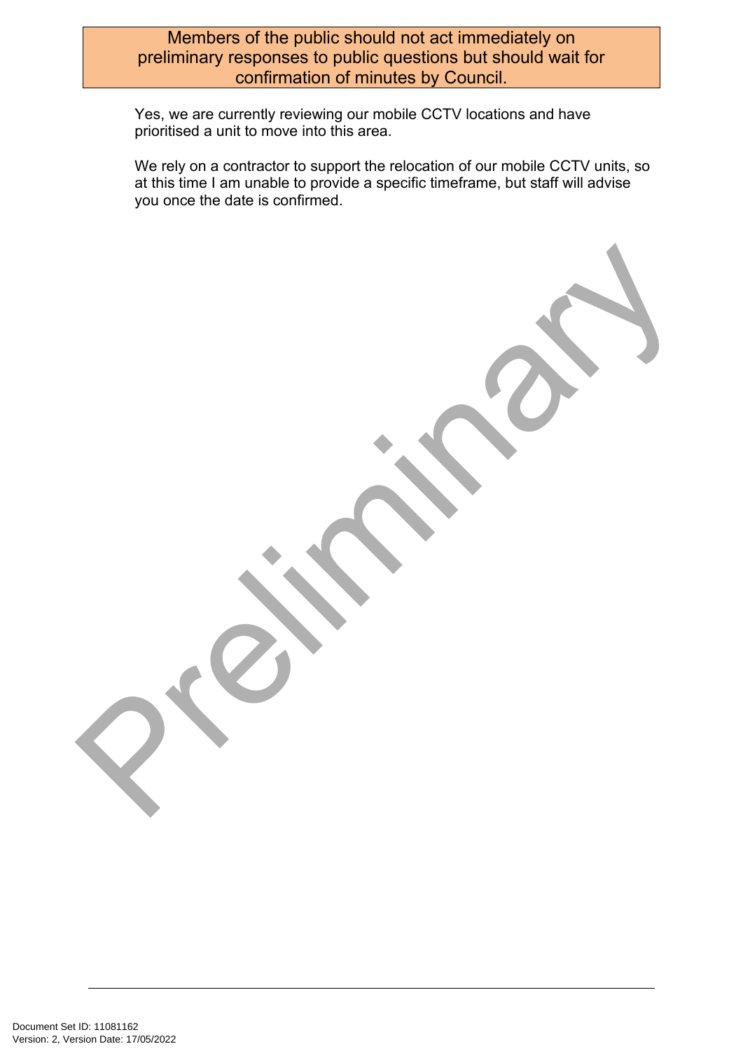Members of the public should not act immediately on preliminary responses to public questions but should wait for confirmation of minutes by Council.

Yes, we are currently reviewing our mobile CCTV locations and have prioritised a unit to move into this area.

We rely on a contractor to support the relocation of our mobile CCTV units, so at this time I am unable to provide a specific timeframe, but staff will advise you once the date is confirmed.

Preliminary

Document Set ID: 11081162
Version: 2, Version Date: 17/05/2022